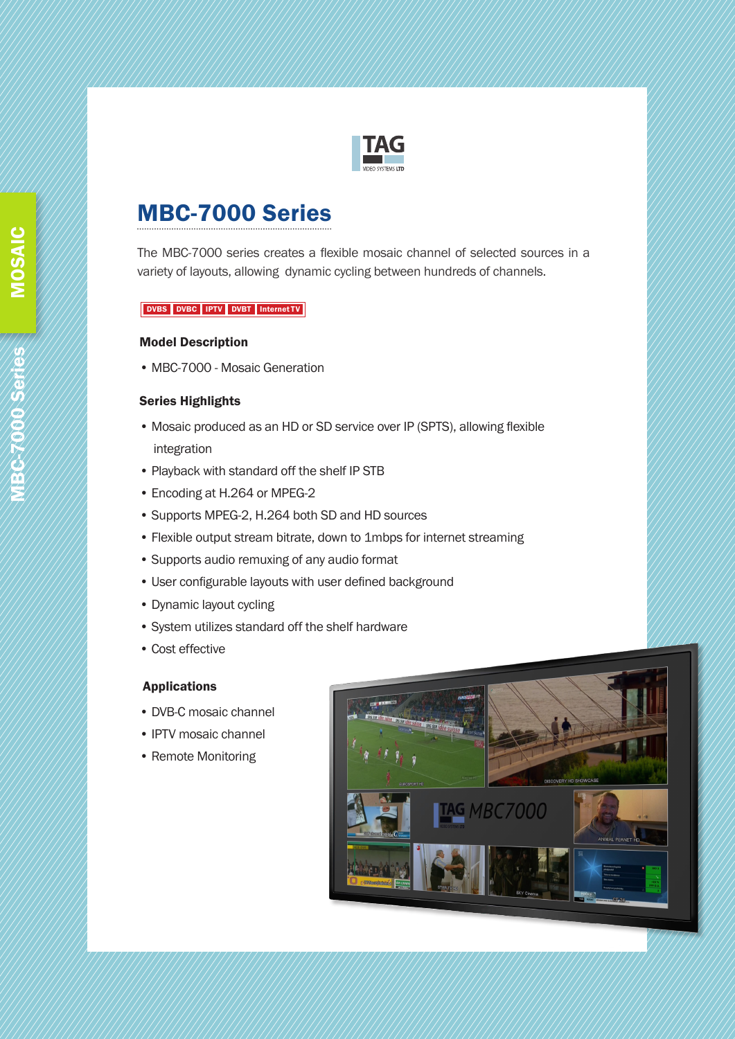# MBC-7000 Series

The MBC-7000 series creates a flexible mosaic channel of selected sources in a variety of layouts, allowing dynamic cycling between hundreds of channels.

DVBS | DVBC | IPTV | DVBT | Internet TV

### Model Description

- MBC-7000 - Mosaic Generation

### Series Highlights

- Mosaic produced as an HD or SD service over IP (SPTS), allowing flexible integration
- Playback with standard off the shelf IP STB
- Encoding at H.264 or MPEG-2
- Supports MPEG-2, H.264 both SD and HD sources
- Flexible output stream bitrate, down to 1mbps for internet streaming
- Supports audio remuxing of any audio format
- User configurable layouts with user defined background
- Dynamic layout cycling
- System utilizes standard off the shelf hardware
- Cost effective

### Applications

- DVB-C mosaic channel
- IPTV mosaic channel
- Remote Monitoring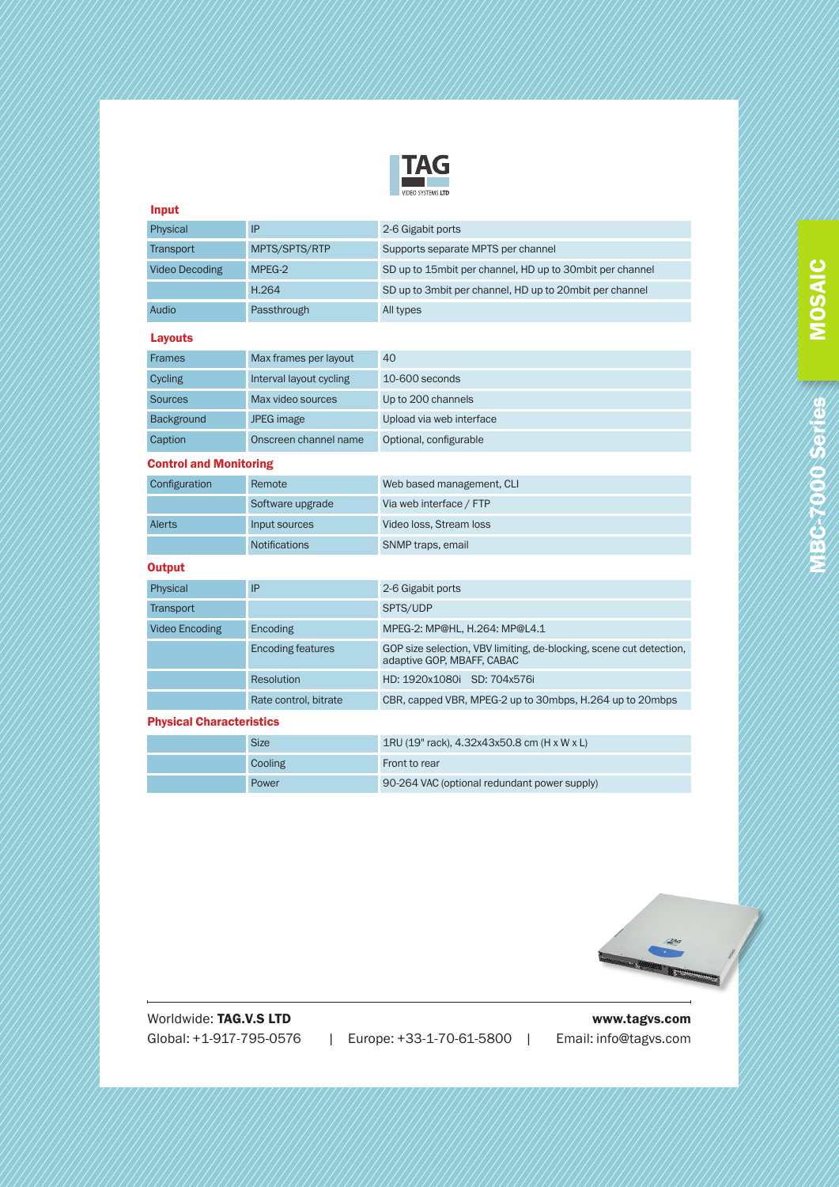TAG VIDEO SYSTEMS LTD

## Input

| | | |
|---|---|---|
| Physical | IP | 2-6 Gigabit ports |
| Transport | MPTS/SPTS/RTP | Supports separate MPTS per channel |
| Video Decoding | MPEG-2 | SD up to 15mbit per channel, HD up to 30mbit per channel |
| | H.264 | SD up to 3mbit per channel, HD up to 20mbit per channel |
| Audio | Passthrough | All types |

## Layouts

| | | |
|---|---|---|
| Frames | Max frames per layout | 40 |
| Cycling | Interval layout cycling | 10-600 seconds |
| Sources | Max video sources | Up to 200 channels |
| Background | JPEG image | Upload via web interface |
| Caption | Onscreen channel name | Optional, configurable |

## Control and Monitoring

| | | |
|---|---|---|
| Configuration | Remote | Web based management, CLI |
| | Software upgrade | Via web interface / FTP |
| Alerts | Input sources | Video loss, Stream loss |
| | Notifications | SNMP traps, email |

## Output

| | | |
|---|---|---|
| Physical | IP | 2-6 Gigabit ports |
| Transport | | SPTS/UDP |
| Video Encoding | Encoding | MPEG-2: MP@HL, H.264: MP@L4.1 |
| | Encoding features | GOP size selection, VBV limiting, de-blocking, scene cut detection, adaptive GOP, MBAFF, CABAC |
| | Resolution | HD: 1920x1080i SD: 704x576i |
| | Rate control, bitrate | CBR, capped VBR, MPEG-2 up to 30mbps, H.264 up to 20mbps |

## Physical Characteristics

| | | |
|---|---|---|
| | Size | 1RU (19" rack), 4.32x43x50.8 cm (H x W x L) |
| | Cooling | Front to rear |
| | Power | 90-264 VAC (optional redundant power supply) |

MOSAIC

MBC-7000 Series

Worldwide: **TAG.V.S LTD**

**www.tagvs.com**

Global: +1-917-795-0576 | Europe: +33-1-70-61-5800 | Email: info@tagvs.com